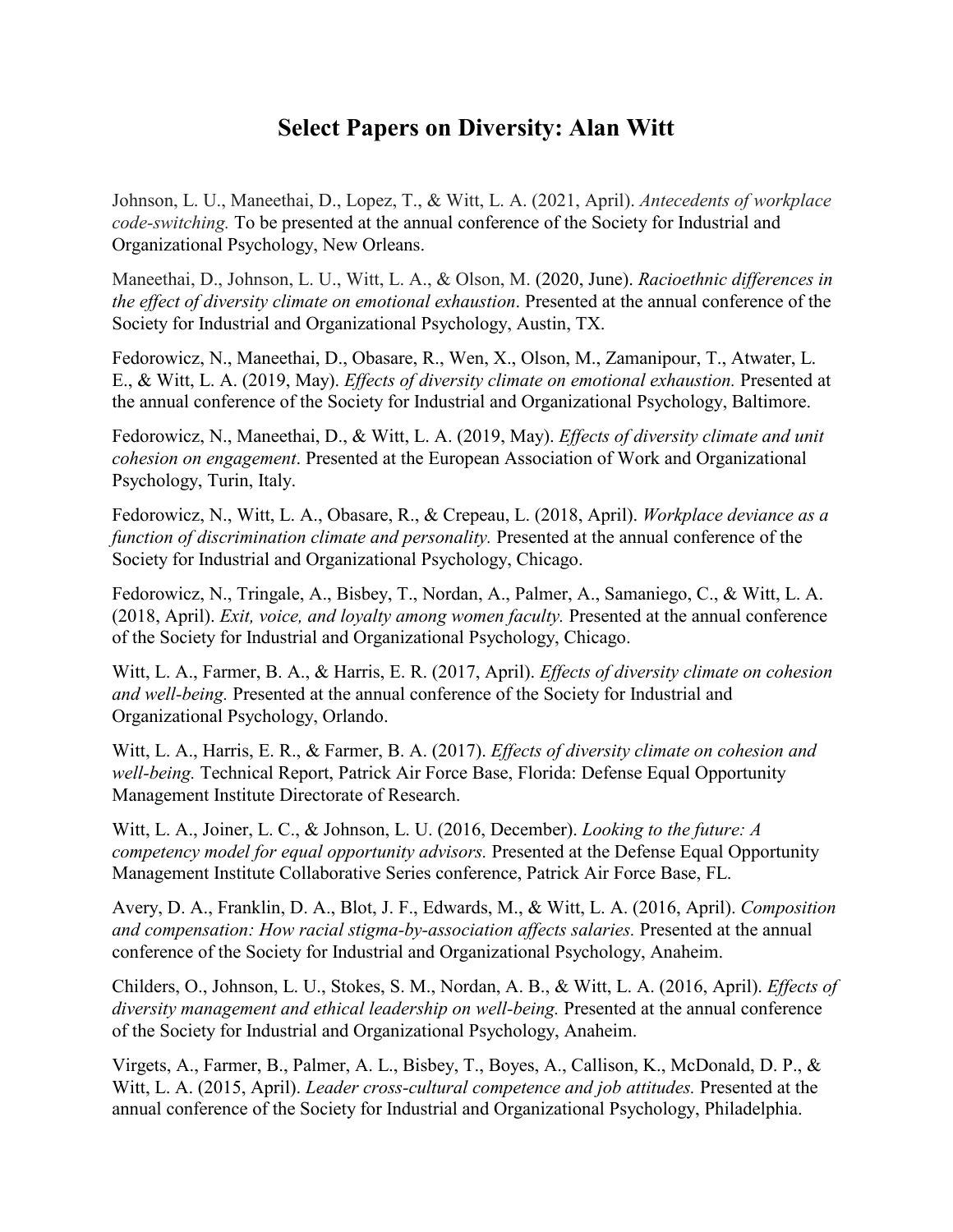# Select Papers on Diversity: Alan Witt

Johnson, L. U., Maneethai, D., Lopez, T., & Witt, L. A. (2021, April). *Antecedents of workplace code-switching.* To be presented at the annual conference of the Society for Industrial and Organizational Psychology, New Orleans.

Maneethai, D., Johnson, L. U., Witt, L. A., & Olson, M. (2020, June). *Racioethnic differences in the effect of diversity climate on emotional exhaustion*. Presented at the annual conference of the Society for Industrial and Organizational Psychology, Austin, TX.

Fedorowicz, N., Maneethai, D., Obasare, R., Wen, X., Olson, M., Zamanipour, T., Atwater, L. E., & Witt, L. A. (2019, May). *Effects of diversity climate on emotional exhaustion.* Presented at the annual conference of the Society for Industrial and Organizational Psychology, Baltimore.

Fedorowicz, N., Maneethai, D., & Witt, L. A. (2019, May). *Effects of diversity climate and unit cohesion on engagement*. Presented at the European Association of Work and Organizational Psychology, Turin, Italy.

Fedorowicz, N., Witt, L. A., Obasare, R., & Crepeau, L. (2018, April). *Workplace deviance as a function of discrimination climate and personality.* Presented at the annual conference of the Society for Industrial and Organizational Psychology, Chicago.

Fedorowicz, N., Tringale, A., Bisbey, T., Nordan, A., Palmer, A., Samaniego, C., & Witt, L. A. (2018, April). *Exit, voice, and loyalty among women faculty.* Presented at the annual conference of the Society for Industrial and Organizational Psychology, Chicago.

Witt, L. A., Farmer, B. A., & Harris, E. R. (2017, April). *Effects of diversity climate on cohesion and well-being.* Presented at the annual conference of the Society for Industrial and Organizational Psychology, Orlando.

Witt, L. A., Harris, E. R., & Farmer, B. A. (2017). *Effects of diversity climate on cohesion and well-being.* Technical Report, Patrick Air Force Base, Florida: Defense Equal Opportunity Management Institute Directorate of Research.

Witt, L. A., Joiner, L. C., & Johnson, L. U. (2016, December). *Looking to the future: A competency model for equal opportunity advisors.* Presented at the Defense Equal Opportunity Management Institute Collaborative Series conference, Patrick Air Force Base, FL.

Avery, D. A., Franklin, D. A., Blot, J. F., Edwards, M., & Witt, L. A. (2016, April). *Composition and compensation: How racial stigma-by-association affects salaries.* Presented at the annual conference of the Society for Industrial and Organizational Psychology, Anaheim.

Childers, O., Johnson, L. U., Stokes, S. M., Nordan, A. B., & Witt, L. A. (2016, April). *Effects of diversity management and ethical leadership on well-being.* Presented at the annual conference of the Society for Industrial and Organizational Psychology, Anaheim.

Virgets, A., Farmer, B., Palmer, A. L., Bisbey, T., Boyes, A., Callison, K., McDonald, D. P., & Witt, L. A. (2015, April). *Leader cross-cultural competence and job attitudes.* Presented at the annual conference of the Society for Industrial and Organizational Psychology, Philadelphia.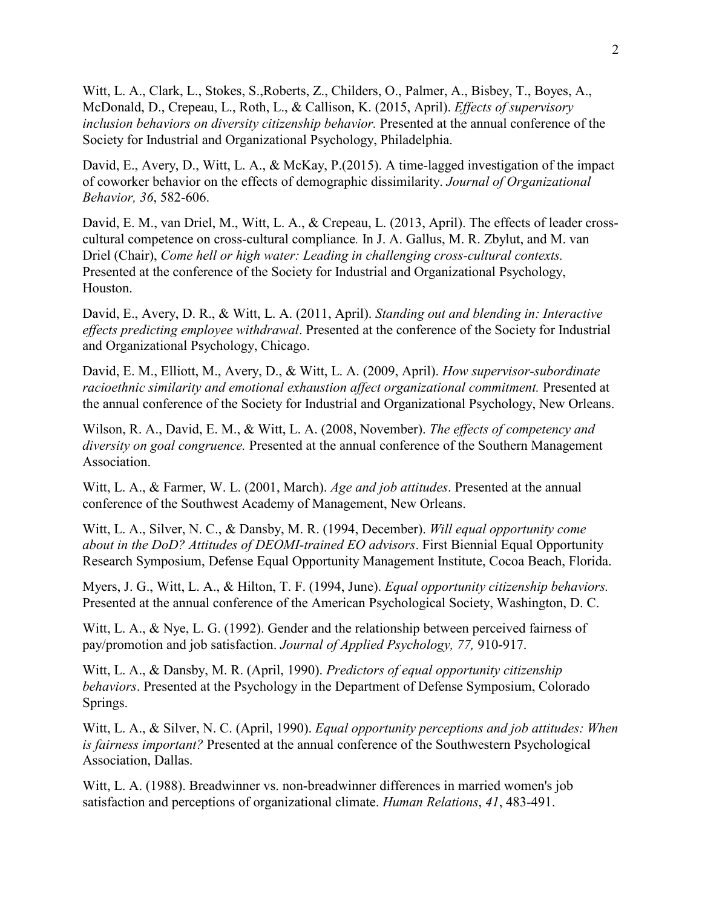Witt, L. A., Clark, L., Stokes, S.,Roberts, Z., Childers, O., Palmer, A., Bisbey, T., Boyes, A., McDonald, D., Crepeau, L., Roth, L., & Callison, K. (2015, April). *Effects of supervisory inclusion behaviors on diversity citizenship behavior.* Presented at the annual conference of the Society for Industrial and Organizational Psychology, Philadelphia.

David, E., Avery, D., Witt, L. A., & McKay, P.(2015). A time-lagged investigation of the impact of coworker behavior on the effects of demographic dissimilarity. *Journal of Organizational Behavior, 36*, 582-606.

David, E. M., van Driel, M., Witt, L. A., & Crepeau, L. (2013, April). The effects of leader cross-cultural competence on cross-cultural compliance*.* In J. A. Gallus, M. R. Zbylut, and M. van Driel (Chair), *Come hell or high water: Leading in challenging cross-cultural contexts.* Presented at the conference of the Society for Industrial and Organizational Psychology, Houston.

David, E., Avery, D. R., & Witt, L. A. (2011, April). *Standing out and blending in: Interactive effects predicting employee withdrawal*. Presented at the conference of the Society for Industrial and Organizational Psychology, Chicago.

David, E. M., Elliott, M., Avery, D., & Witt, L. A. (2009, April). *How supervisor-subordinate racioethnic similarity and emotional exhaustion affect organizational commitment.* Presented at the annual conference of the Society for Industrial and Organizational Psychology, New Orleans.

Wilson, R. A., David, E. M., & Witt, L. A. (2008, November). *The effects of competency and diversity on goal congruence.* Presented at the annual conference of the Southern Management Association.

Witt, L. A., & Farmer, W. L. (2001, March). *Age and job attitudes*. Presented at the annual conference of the Southwest Academy of Management, New Orleans.

Witt, L. A., Silver, N. C., & Dansby, M. R. (1994, December). *Will equal opportunity come about in the DoD? Attitudes of DEOMI-trained EO advisors*. First Biennial Equal Opportunity Research Symposium, Defense Equal Opportunity Management Institute, Cocoa Beach, Florida.

Myers, J. G., Witt, L. A., & Hilton, T. F. (1994, June). *Equal opportunity citizenship behaviors.* Presented at the annual conference of the American Psychological Society, Washington, D. C.

Witt, L. A., & Nye, L. G. (1992). Gender and the relationship between perceived fairness of pay/promotion and job satisfaction. *Journal of Applied Psychology, 77,* 910-917.

Witt, L. A., & Dansby, M. R. (April, 1990). *Predictors of equal opportunity citizenship behaviors*. Presented at the Psychology in the Department of Defense Symposium, Colorado Springs.

Witt, L. A., & Silver, N. C. (April, 1990). *Equal opportunity perceptions and job attitudes: When is fairness important?* Presented at the annual conference of the Southwestern Psychological Association, Dallas.

Witt, L. A. (1988). Breadwinner vs. non-breadwinner differences in married women's job satisfaction and perceptions of organizational climate. *Human Relations*, *41*, 483-491.